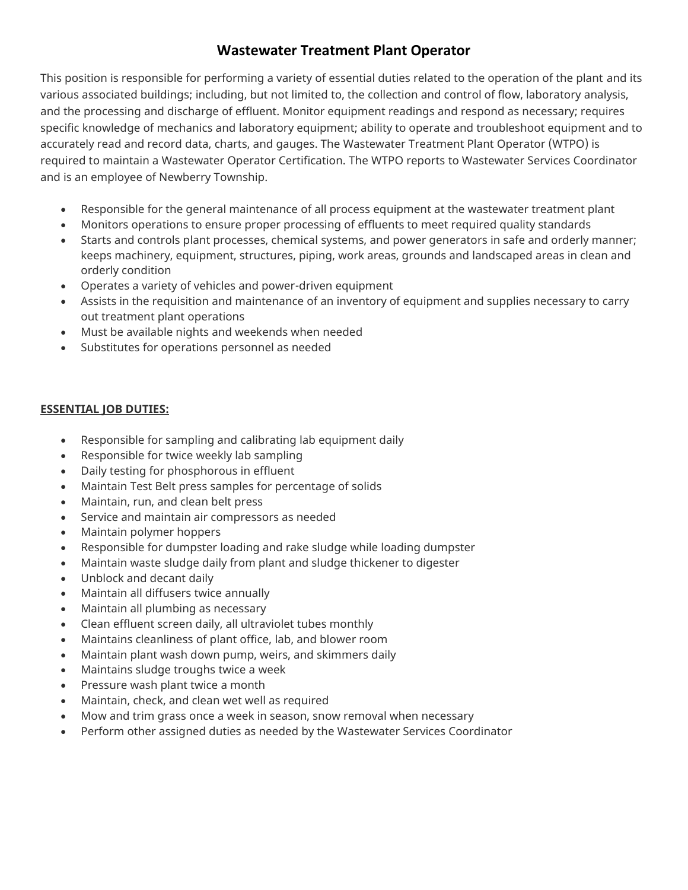# Wastewater Treatment Plant Operator

This position is responsible for performing a variety of essential duties related to the operation of the plant and its various associated buildings; including, but not limited to, the collection and control of flow, laboratory analysis, and the processing and discharge of effluent. Monitor equipment readings and respond as necessary; requires specific knowledge of mechanics and laboratory equipment; ability to operate and troubleshoot equipment and to accurately read and record data, charts, and gauges. The Wastewater Treatment Plant Operator (WTPO) is required to maintain a Wastewater Operator Certification. The WTPO reports to Wastewater Services Coordinator and is an employee of Newberry Township.

- Responsible for the general maintenance of all process equipment at the wastewater treatment plant
- Monitors operations to ensure proper processing of effluents to meet required quality standards
- Starts and controls plant processes, chemical systems, and power generators in safe and orderly manner; keeps machinery, equipment, structures, piping, work areas, grounds and landscaped areas in clean and orderly condition
- Operates a variety of vehicles and power-driven equipment
- Assists in the requisition and maintenance of an inventory of equipment and supplies necessary to carry out treatment plant operations
- Must be available nights and weekends when needed
- Substitutes for operations personnel as needed

**ESSENTIAL JOB DUTIES:**

- Responsible for sampling and calibrating lab equipment daily
- Responsible for twice weekly lab sampling
- Daily testing for phosphorous in effluent
- Maintain Test Belt press samples for percentage of solids
- Maintain, run, and clean belt press
- Service and maintain air compressors as needed
- Maintain polymer hoppers
- Responsible for dumpster loading and rake sludge while loading dumpster
- Maintain waste sludge daily from plant and sludge thickener to digester
- Unblock and decant daily
- Maintain all diffusers twice annually
- Maintain all plumbing as necessary
- Clean effluent screen daily, all ultraviolet tubes monthly
- Maintains cleanliness of plant office, lab, and blower room
- Maintain plant wash down pump, weirs, and skimmers daily
- Maintains sludge troughs twice a week
- Pressure wash plant twice a month
- Maintain, check, and clean wet well as required
- Mow and trim grass once a week in season, snow removal when necessary
- Perform other assigned duties as needed by the Wastewater Services Coordinator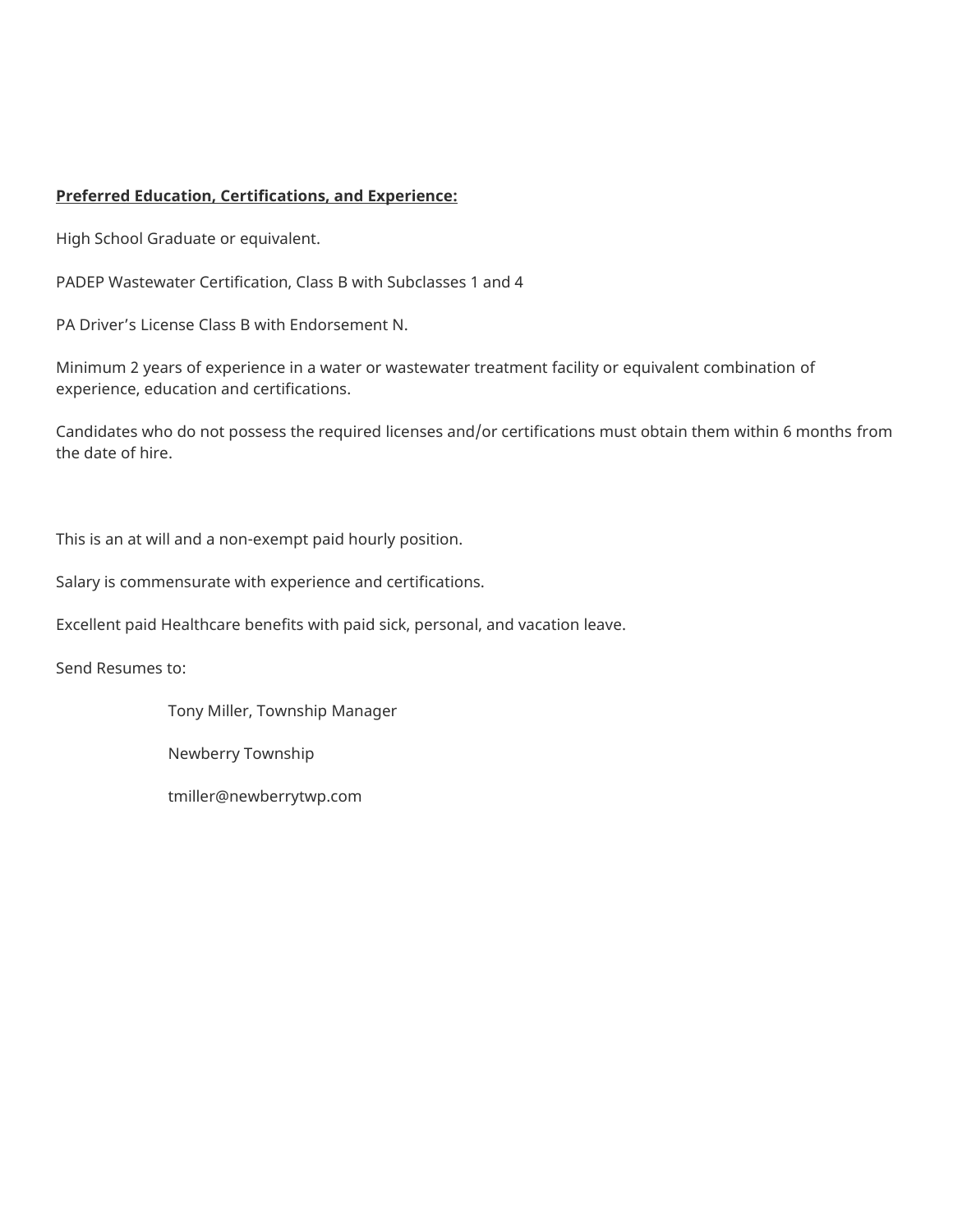**Preferred Education, Certifications, and Experience:**

High School Graduate or equivalent.

PADEP Wastewater Certification, Class B with Subclasses 1 and 4

PA Driver's License Class B with Endorsement N.

Minimum 2 years of experience in a water or wastewater treatment facility or equivalent combination of experience, education and certifications.

Candidates who do not possess the required licenses and/or certifications must obtain them within 6 months from the date of hire.

This is an at will and a non-exempt paid hourly position.

Salary is commensurate with experience and certifications.

Excellent paid Healthcare benefits with paid sick, personal, and vacation leave.

Send Resumes to:

Tony Miller, Township Manager

Newberry Township

tmiller@newberrytwp.com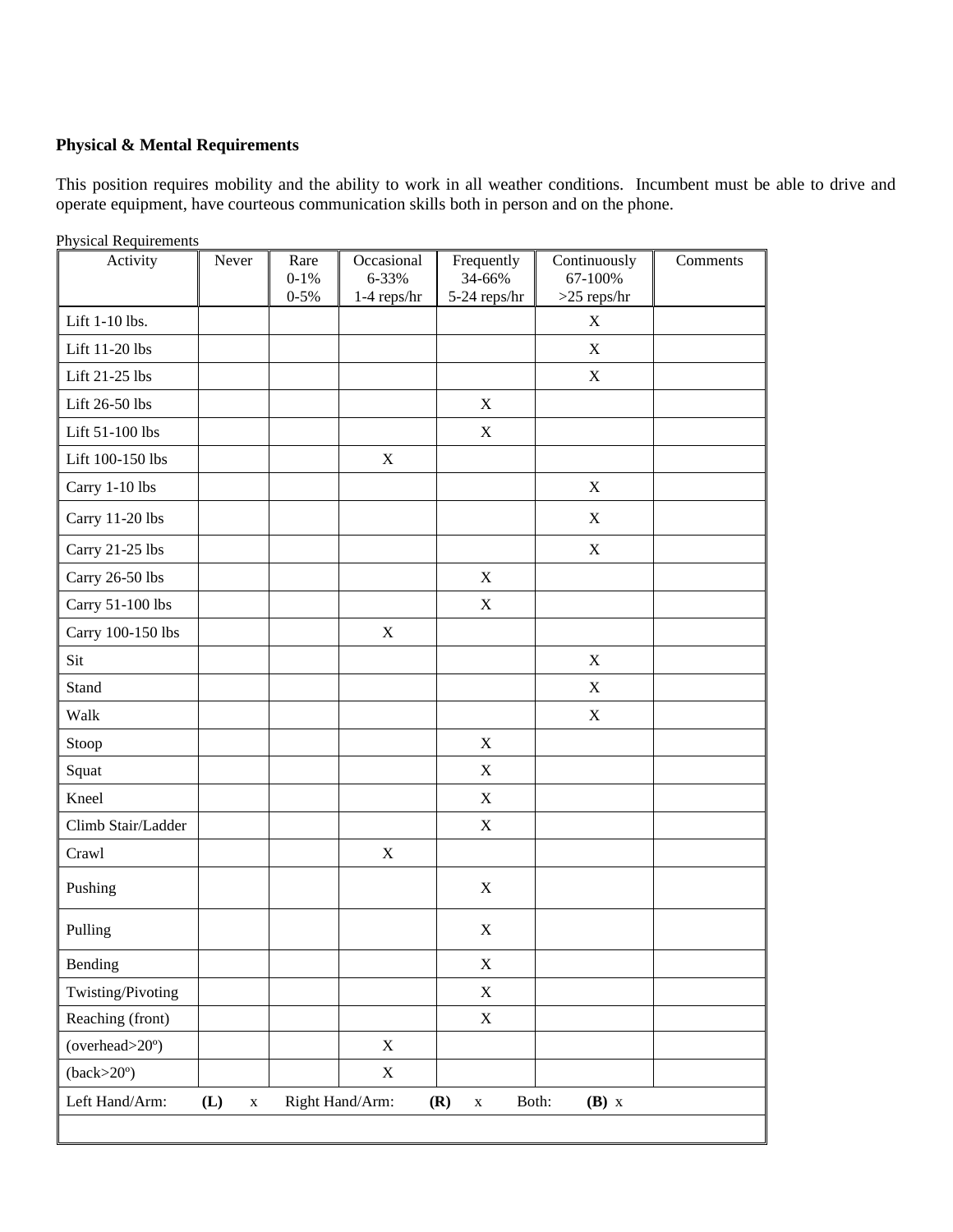**Physical & Mental Requirements**

This position requires mobility and the ability to work in all weather conditions. Incumbent must be able to drive and operate equipment, have courteous communication skills both in person and on the phone.

Physical Requirements

| Activity | Never | Rare<br>0-1%<br>0-5% | Occasional<br>6-33%<br>1-4 reps/hr | Frequently<br>34-66%<br>5-24 reps/hr | Continuously<br>67-100%<br>>25 reps/hr | Comments |
|---|---|---|---|---|---|---|
| Lift 1-10 lbs. | | | | | X | |
| Lift 11-20 lbs | | | | | X | |
| Lift 21-25 lbs | | | | | X | |
| Lift 26-50 lbs | | | | X | | |
| Lift 51-100 lbs | | | | X | | |
| Lift 100-150 lbs | | | X | | | |
| Carry 1-10 lbs | | | | | X | |
| Carry 11-20 lbs | | | | | X | |
| Carry 21-25 lbs | | | | | X | |
| Carry 26-50 lbs | | | | X | | |
| Carry 51-100 lbs | | | | X | | |
| Carry 100-150 lbs | | | X | | | |
| Sit | | | | | X | |
| Stand | | | | | X | |
| Walk | | | | | X | |
| Stoop | | | | X | | |
| Squat | | | | X | | |
| Kneel | | | | X | | |
| Climb Stair/Ladder | | | | X | | |
| Crawl | | | X | | | |
| Pushing | | | | X | | |
| Pulling | | | | X | | |
| Bending | | | | X | | |
| Twisting/Pivoting | | | | X | | |
| Reaching (front) | | | | X | | |
| (overhead>20º) | | | X | | | |
| (back>20º) | | | X | | | |
| Left Hand/Arm: **(L)** x | Right Hand/Arm: **(R)** x | Both: **(B)** x | | | | |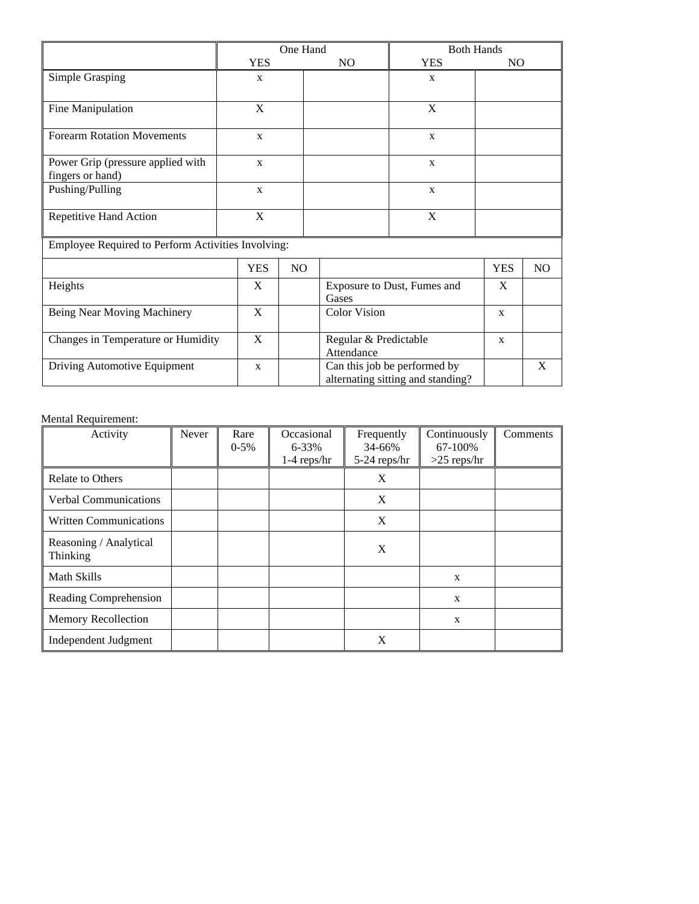| | One Hand | | Both Hands | |
|---|---|---|---|---|
| | YES | NO | YES | NO |
| Simple Grasping | x | | x | |
| Fine Manipulation | X | | X | |
| Forearm Rotation Movements | x | | x | |
| Power Grip (pressure applied with fingers or hand) | x | | x | |
| Pushing/Pulling | x | | x | |
| Repetitive Hand Action | X | | X | |

Employee Required to Perform Activities Involving:

| | YES | NO | | YES | NO |
|---|---|---|---|---|---|
| Heights | X | | Exposure to Dust, Fumes and Gases | X | |
| Being Near Moving Machinery | X | | Color Vision | x | |
| Changes in Temperature or Humidity | X | | Regular & Predictable Attendance | x | |
| Driving Automotive Equipment | x | | Can this job be performed by alternating sitting and standing? | | X |

Mental Requirement:

| Activity | Never | Rare 0-5% | Occasional 6-33% 1-4 reps/hr | Frequently 34-66% 5-24 reps/hr | Continuously 67-100% >25 reps/hr | Comments |
|---|---|---|---|---|---|---|
| Relate to Others | | | | X | | |
| Verbal Communications | | | | X | | |
| Written Communications | | | | X | | |
| Reasoning / Analytical Thinking | | | | X | | |
| Math Skills | | | | | x | |
| Reading Comprehension | | | | | x | |
| Memory Recollection | | | | | x | |
| Independent Judgment | | | | X | | |